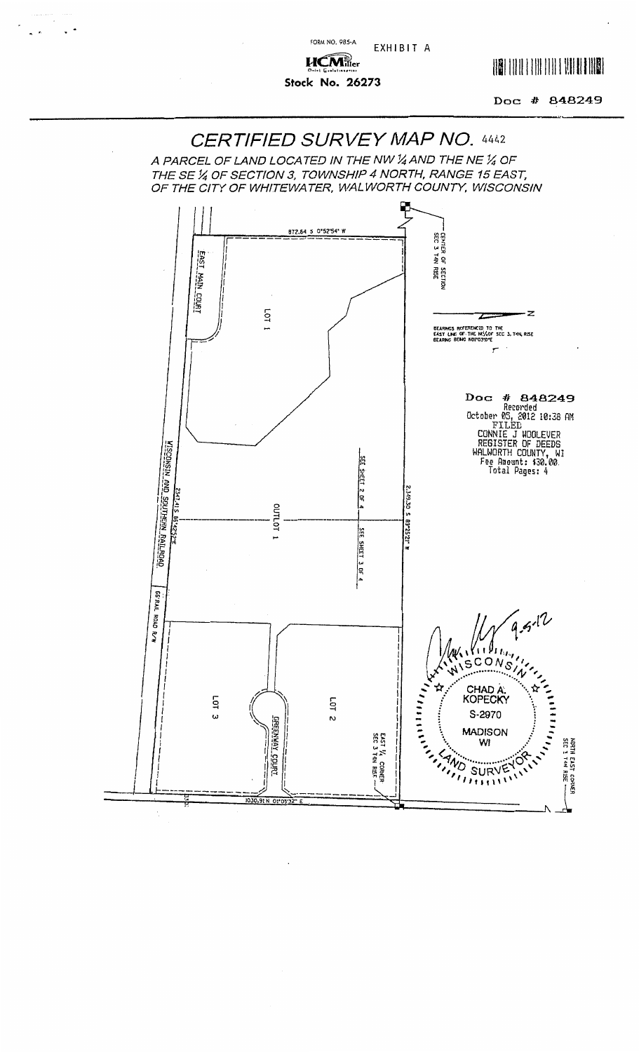FORM NO. 985-A

EXHIBIT A

HCMiller

Stock No. 26273

Doc # 848249

# CERTIFIED SURVEY MAP NO. 4442

*A PARCEL OF LAND LOCATED IN THE NW ¼ AND THE NE ¼ OF THE SE ¼ OF SECTION 3, TOWNSHIP 4 NORTH, RANGE 15 EAST, OF THE CITY OF WHITEWATER, WALWORTH COUNTY, WISCONSIN*

872.64 S 0°52'54" W

CENTER OF SECTION SEC 3 T4N R15E

EAST MAIN COURT

LOT 1

BEARINGS REFERENCED TO THE EAST LINE OF THE NE¼ OF SEC 3, T4N, R15E BEARING BEING N01°03'01"E

Doc # 848249
Recorded
October 05, 2012 10:38 AM
FILED
CONNIE J WOOLEVER
REGISTER OF DEEDS
WALWORTH COUNTY, WI
Fee Amount: $30.00
Total Pages: 4

WISCONSIN AND SOUTHERN RAILROAD

2347.41 S 86°42'52"E

OUTLOT 1

SEE SHEET 2 OF 4

SEE SHEET 3 OF 4

2,349.30 S 89°25'52" W

66' RAIL ROAD R/W

9-5-12

WISCONSIN
CHAD A. KOPECKY
S-2970
MADISON
WI
LAND SURVEYOR

LOT 3

LOT 2

GREENWAY COURT

EAST ¼ CORNER SEC 3 T4N R15E

NORTH EAST CORNER SEC 3 T4N R15E

1030.91 N 01°03'32" E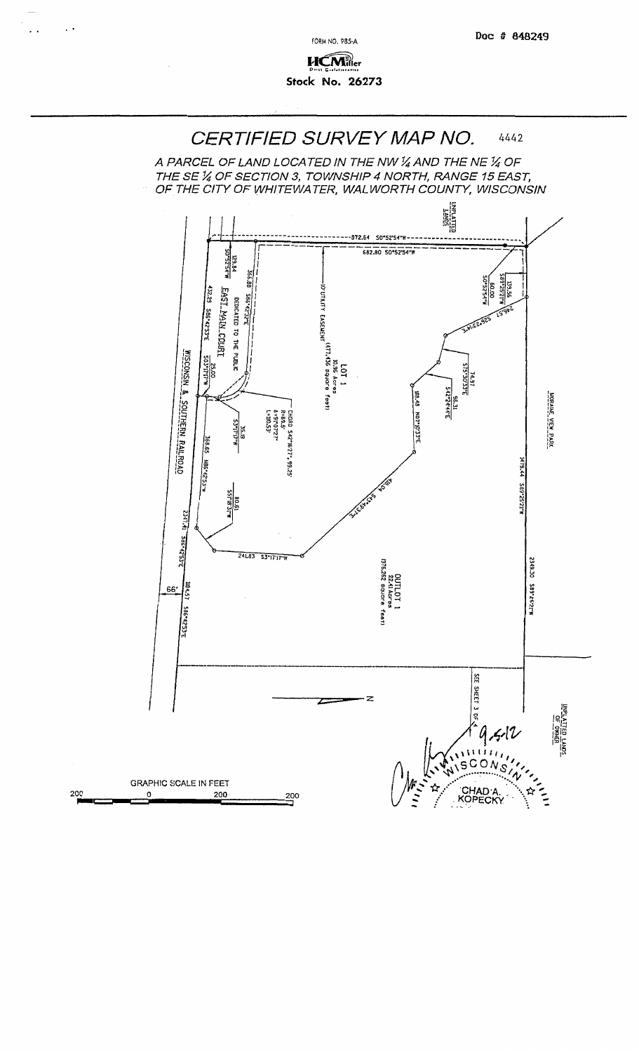FORM NO. 985-A

HCMiller

Stock No. 26273

Doc # 848249

# CERTIFIED SURVEY MAP NO. 4442

*A PARCEL OF LAND LOCATED IN THE NW ¼ AND THE NE ¼ OF THE SE ¼ OF SECTION 3, TOWNSHIP 4 NORTH, RANGE 15 EAST, OF THE CITY OF WHITEWATER, WALWORTH COUNTY, WISCONSIN*

UNPLATTED LANDS

872.64 S0°52'54"W

682.80 S0°52'54"W

129.84 S0°52'54"W

366.88 S86°42'53"E

EAST MAIN COURT

DEDICATED TO THE PUBLIC

432.29 S86°42'53"E

25.00 S3°17'17"W

10' UTILITY EASEMENT

LOT 1

10.96 Acres

(477,436 Square feet)

139.56 S89°25'57"W

60.00 S0°52'54"W

246.57 S51°22'41"W

74.97 S15°30'33"E

96.31 S42°24'44"E

181.48 N87°27'33"E

CHORD S42°16'27", 99.25'

R=65.5'

Δ=97°07'22"

L=100.53'

35.19 S3°17'17"W

368.65 N86°42'53"W

80.61 S51°18'53"W

WISCONSIN & SOUTHERN RAILROAD

2347.41 S86°42'53"E

241.83 S3°17'17"W

418.04 S43°00'13"E

MORAINE VIEW PARK

1415.44 S89°25'52"W

OUTLOT 1

22.41 Acres

(976,262 Square feet)

2349.30 S89°25'52"W

66'

184.57 S86°42'53"E

SEE SHEET 3 OF 4

UNPLATTED LANDS OF OWNER

N

GRAPHIC SCALE IN FEET

200 0 200 200

9-5-12

WISCONSIN

CHAD A. KOPECKY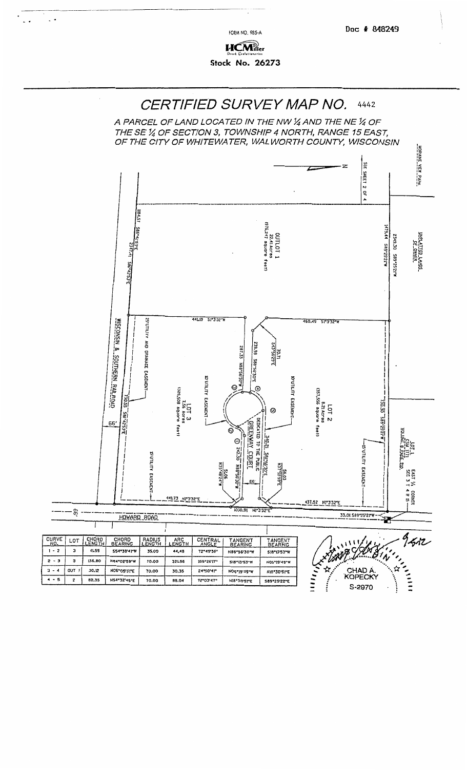Doc # 848249

FORM NO. 985-A

HCMiller

Stock No. 26273

# CERTIFIED SURVEY MAP NO. 4442

*A PARCEL OF LAND LOCATED IN THE NW ¼ AND THE NE ¼ OF THE SE ¼ OF SECTION 3, TOWNSHIP 4 NORTH, RANGE 15 EAST, OF THE CITY OF WHITEWATER, WALWORTH COUNTY, WISCONSIN*

SEE SHEET 2 OF 4

MORAINE VIEW PARK

UNPLATTED LANDS OF OWNER

OUTLOT 1
22.41 Acres
(976,247 square feet)

LOT 2
8.21 Acres
(357,556 square feet)

LOT 3
7.55 Acres
(328,808 square feet)

GREENWAY COURT
DEDICATED TO THE PUBLIC

WISCONSIN & SOUTHERN RAILROAD

HOWARD ROAD

LOT 1
CSM 1171
VOLUME 8 PAGE 210

EAST ¼ CORNER
SEC 3 T 4 N R 15

25' UTILITY AND DRAINAGE EASEMENT

15' UTILITY EASEMENT

10' UTILITY EASEMENT

184.57 S85°42'53"E
2317.41 S86°42'53"E
730.55 S86°42'53"E
2349.30 S89°25'21"W
1475.44 S89°25'22"W
730.30 S89°25'21"W
441.19 S1°3'32"W
460.49 S1°3'32"W
70.71 S43°56'29"E
239.98 S88°56'30"E
287.33 N88°56'30"W
340.21 S88°56'30"E
242.30 N88°56'30"W
56.03 N37°55'59"E
51.06 N35°48'24"W
441.73 N1°3'32"E
1030.91 N1°3'32"E
437.52 N1°3'32"E
33.01 S89°25'21"W
66'
66'
66'

| CURVE NO. | LOT | CHORD LENGTH | CHORD BEARING | RADIUS LENGTH | ARC LENGTH | CENTRAL ANGLE | TANGENT BEARING | TANGENT BEARING |
|---|---|---|---|---|---|---|---|---|
| 1 - 2 | 3 | 41.59 | S54°38'41"W | 35.00 | 44.48 | 72°49'36" | N88°56'30"W | S18°13'53"W |
| 2 - 3 | 3 | 136.80 | N84°02'58"W | 70.00 | 321.56 | 155°26'17" | S18°13'53"W | N05°19'49"W |
| 3 - 4 | OUT 1 | 30.12 | N06°05'31"E | 70.00 | 30.35 | 24°50'41" | N06°19'49"W | N18°30'51"E |
| 4 - 5 | 2 | 82.35 | N54°32'45"E | 70.00 | 88.04 | 72°03'47" | N18°30'51"E | S89°25'22"E |

CHAD A. KOPECKY
S-2970
9-5-12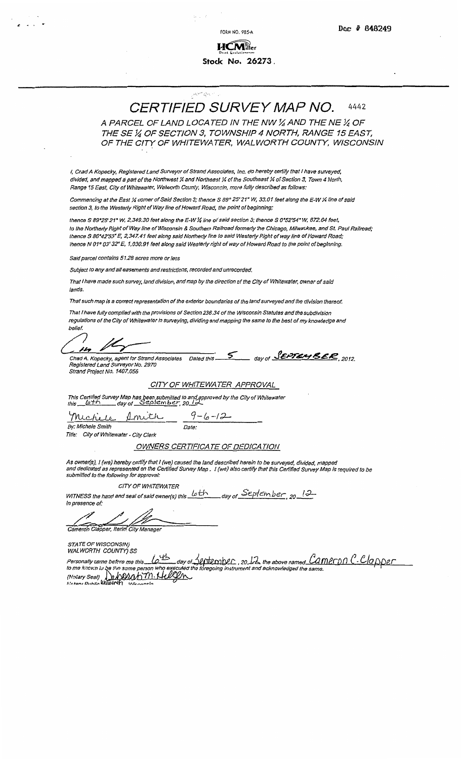FORM NO. 985-A

Doc # 848249

HCMiller

Stock No. 26273.

# CERTIFIED SURVEY MAP NO. 4442

## A PARCEL OF LAND LOCATED IN THE NW ¼ AND THE NE ¼ OF THE SE ¼ OF SECTION 3, TOWNSHIP 4 NORTH, RANGE 15 EAST, OF THE CITY OF WHITEWATER, WALWORTH COUNTY, WISCONSIN

*I, Chad A Kopecky, Registered Land Surveyor of Strand Associates, Inc. do hereby certify that I have surveyed, divided, and mapped a part of the Northwest ¼ and Northeast ¼ of the Southeast ¼ of Section 3, Town 4 North, Range 15 East, City of Whitewater, Walworth County, Wisconsin, more fully described as follows:*

*Commencing at the East ¼ corner of Said Section 3; thence S 89° 25' 21" W, 33.01 feet along the E-W ¼ line of said section 3, to the Westerly Right of Way line of Howard Road, the point of beginning;*

*thence S 89°25' 21" W, 2,349.30 feet along the E-W ¼ line of said section 3; thence S 0°52'54" W, 872.64 feet, to the Northerly Right of Way line of Wisconsin & Southern Railroad formerly the Chicago, Milwaukee, and St. Paul Railroad; thence S 86°42'53" E, 2,347.41 feet along said Northerly line to said Westerly Right of way line of Howard Road; thence N 01° 03' 32" E, 1,030.91 feet along said Westerly right of way of Howard Road to the point of beginning.*

*Said parcel contains 51.28 acres more or less*

*Subject to any and all easements and restrictions, recorded and unrecorded.*

*That I have made such survey, land division, and map by the direction of the City of Whitewater, owner of said lands.*

*That such map is a correct representation of the exterior boundaries of the land surveyed and the division thereof.*

*That I have fully complied with the provisions of Section 236.34 of the Wisconsin Statutes and the subdivision regulations of the City of Whitewater in surveying, dividing and mapping the same to the best of my knowledge and belief.*

*Chad A. Kopecky, agent for Strand Associates* Dated this 5 day of SEPTEMBER, 2012.
*Registered Land Surveyor No. 2970*
*Strand Project No. 1407.056*

### CITY OF WHITEWATER APPROVAL

*This Certified Survey Map has been submitted to and approved by the City of Whitewater this 6th day of September, 20 12*

Michele Smith 9-6-12
*By: Michele Smith* *Date:*
*Title: City of Whitewater - City Clerk*

### OWNERS CERTIFICATE OF DEDICATION

*As owner(s), I (we) hereby certify that I (we) caused the land described herein to be surveyed, divided, mapped and dedicated as represented on the Certified Survey Map. I (we) also certify that this Certified Survey Map is required to be submitted to the following for approval:*

*CITY OF WHITEWATER*

*WITNESS the hand and seal of said owner(s) this 6th day of September, 20 12*
*In presence of:*

*Cameron Clapper, Iterim City Manager*

*STATE OF WISCONSIN)*
*WALWORTH COUNTY) SS*

*Personally came before me this 6th day of September, 20 12, the above named Cameron C. Clapper to me known to be the same person who executed the foregoing instrument and acknowledged the same.*

*(Notary Seal)* Deborah M. Helgen
*Notary Public Walworth Wisconsin*